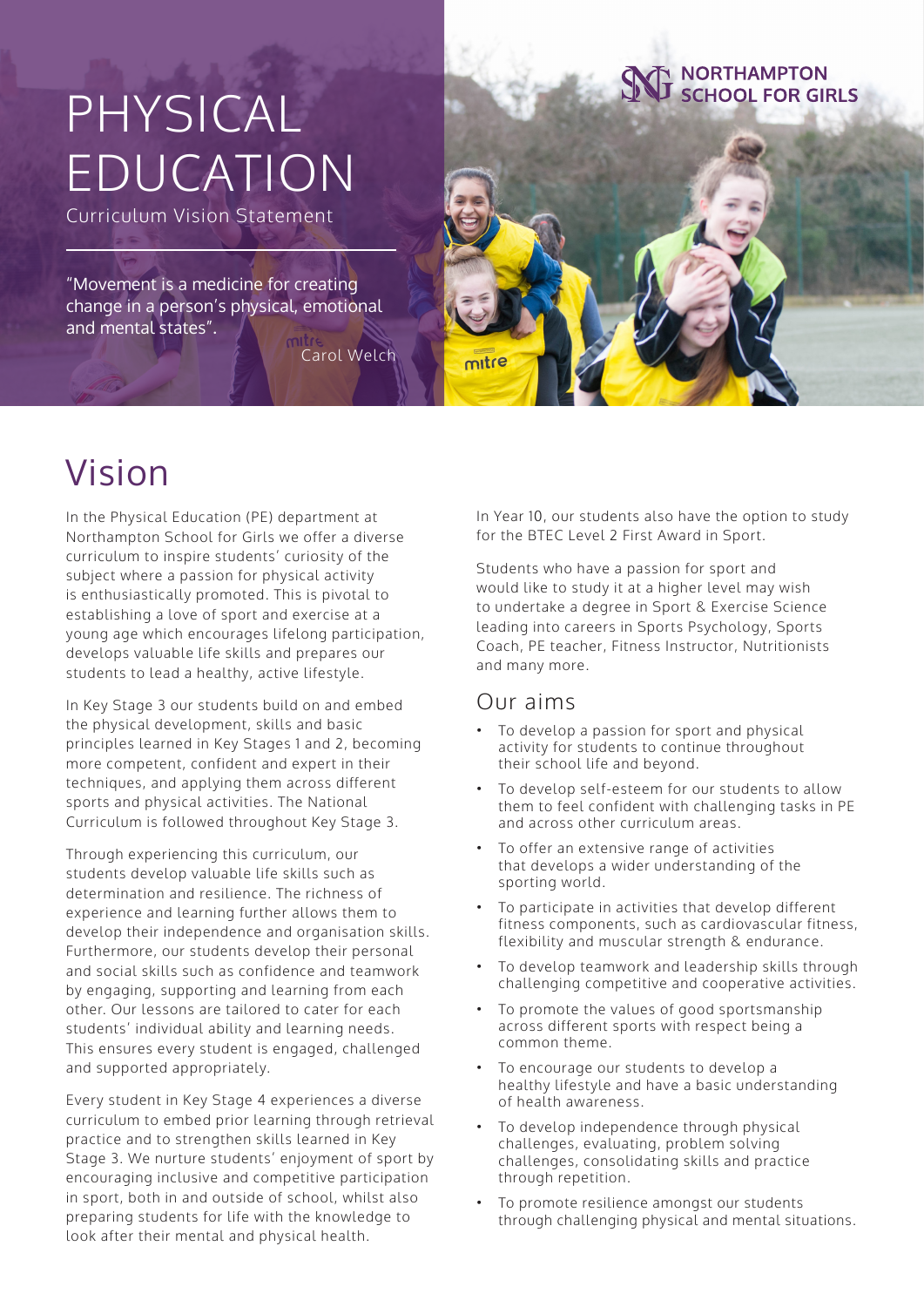# PHYSICAL EDUCATION

Curriculum Vision Statement

"Movement is a medicine for creating change in a person's physical, emotional and mental states".

Carol Welch

NORTHAMPTON SCHOOL FOR GIRLS

## Vision

In the Physical Education (PE) department at Northampton School for Girls we offer a diverse curriculum to inspire students' curiosity of the subject where a passion for physical activity is enthusiastically promoted. This is pivotal to establishing a love of sport and exercise at a young age which encourages lifelong participation, develops valuable life skills and prepares our students to lead a healthy, active lifestyle.

In Key Stage 3 our students build on and embed the physical development, skills and basic principles learned in Key Stages 1 and 2, becoming more competent, confident and expert in their techniques, and applying them across different sports and physical activities. The National Curriculum is followed throughout Key Stage 3.

Through experiencing this curriculum, our students develop valuable life skills such as determination and resilience. The richness of experience and learning further allows them to develop their independence and organisation skills. Furthermore, our students develop their personal and social skills such as confidence and teamwork by engaging, supporting and learning from each other. Our lessons are tailored to cater for each students' individual ability and learning needs. This ensures every student is engaged, challenged and supported appropriately.

Every student in Key Stage 4 experiences a diverse curriculum to embed prior learning through retrieval practice and to strengthen skills learned in Key Stage 3. We nurture students' enjoyment of sport by encouraging inclusive and competitive participation in sport, both in and outside of school, whilst also preparing students for life with the knowledge to look after their mental and physical health.

In Year 10, our students also have the option to study for the BTEC Level 2 First Award in Sport.

Students who have a passion for sport and would like to study it at a higher level may wish to undertake a degree in Sport & Exercise Science leading into careers in Sports Psychology, Sports Coach, PE teacher, Fitness Instructor, Nutritionists and many more.

### Our aims

- To develop a passion for sport and physical activity for students to continue throughout their school life and beyond.
- To develop self-esteem for our students to allow them to feel confident with challenging tasks in PE and across other curriculum areas.
- To offer an extensive range of activities that develops a wider understanding of the sporting world.
- To participate in activities that develop different fitness components, such as cardiovascular fitness, flexibility and muscular strength & endurance.
- To develop teamwork and leadership skills through challenging competitive and cooperative activities.
- To promote the values of good sportsmanship across different sports with respect being a common theme.
- To encourage our students to develop a healthy lifestyle and have a basic understanding of health awareness.
- To develop independence through physical challenges, evaluating, problem solving challenges, consolidating skills and practice through repetition.
- To promote resilience amongst our students through challenging physical and mental situations.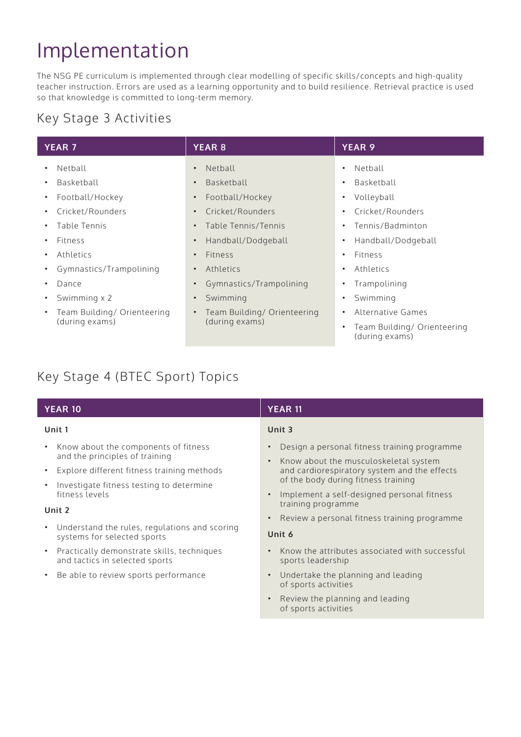# Implementation

The NSG PE curriculum is implemented through clear modelling of specific skills/concepts and high-quality teacher instruction. Errors are used as a learning opportunity and to build resilience. Retrieval practice is used so that knowledge is committed to long-term memory.

## Key Stage 3 Activities

| YEAR 7 | YEAR 8 | YEAR 9 |
|---|---|---|
| Netball | Netball | Netball |
| Basketball | Basketball | Basketball |
| Football/Hockey | Football/Hockey | Volleyball |
| Cricket/Rounders | Cricket/Rounders | Cricket/Rounders |
| Table Tennis | Table Tennis/Tennis | Tennis/Badminton |
| Fitness | Handball/Dodgeball | Handball/Dodgeball |
| Athletics | Fitness | Fitness |
| Gymnastics/Trampolining | Athletics | Athletics |
| Dance | Gymnastics/Trampolining | Trampolining |
| Swimming x 2 | Swimming | Swimming |
| Team Building/ Orienteering (during exams) | Team Building/ Orienteering (during exams) | Alternative Games |
| | | Team Building/ Orienteering (during exams) |

## Key Stage 4 (BTEC Sport) Topics

### YEAR 10

**Unit 1**

- Know about the components of fitness and the principles of training
- Explore different fitness training methods
- Investigate fitness testing to determine fitness levels

**Unit 2**

- Understand the rules, regulations and scoring systems for selected sports
- Practically demonstrate skills, techniques and tactics in selected sports
- Be able to review sports performance

### YEAR 11

**Unit 3**

- Design a personal fitness training programme
- Know about the musculoskeletal system and cardiorespiratory system and the effects of the body during fitness training
- Implement a self-designed personal fitness training programme
- Review a personal fitness training programme

**Unit 6**

- Know the attributes associated with successful sports leadership
- Undertake the planning and leading of sports activities
- Review the planning and leading of sports activities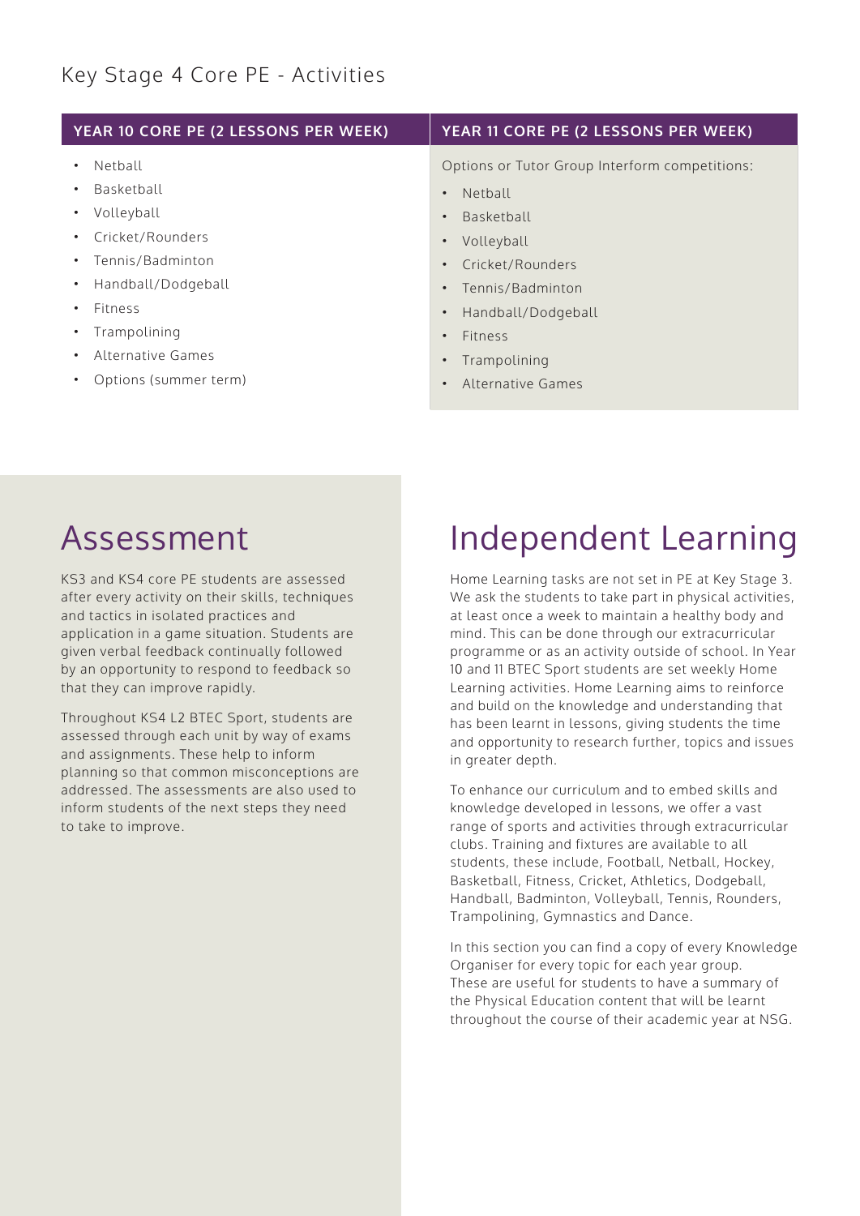## Key Stage 4 Core PE - Activities

| YEAR 10 CORE PE (2 LESSONS PER WEEK) | YEAR 11 CORE PE (2 LESSONS PER WEEK) |
|---|---|
| • Netball<br>• Basketball<br>• Volleyball<br>• Cricket/Rounders<br>• Tennis/Badminton<br>• Handball/Dodgeball<br>• Fitness<br>• Trampolining<br>• Alternative Games<br>• Options (summer term) | Options or Tutor Group Interform competitions:<br>• Netball<br>• Basketball<br>• Volleyball<br>• Cricket/Rounders<br>• Tennis/Badminton<br>• Handball/Dodgeball<br>• Fitness<br>• Trampolining<br>• Alternative Games |

# Assessment

KS3 and KS4 core PE students are assessed after every activity on their skills, techniques and tactics in isolated practices and application in a game situation. Students are given verbal feedback continually followed by an opportunity to respond to feedback so that they can improve rapidly.

Throughout KS4 L2 BTEC Sport, students are assessed through each unit by way of exams and assignments. These help to inform planning so that common misconceptions are addressed. The assessments are also used to inform students of the next steps they need to take to improve.

# Independent Learning

Home Learning tasks are not set in PE at Key Stage 3. We ask the students to take part in physical activities, at least once a week to maintain a healthy body and mind. This can be done through our extracurricular programme or as an activity outside of school. In Year 10 and 11 BTEC Sport students are set weekly Home Learning activities. Home Learning aims to reinforce and build on the knowledge and understanding that has been learnt in lessons, giving students the time and opportunity to research further, topics and issues in greater depth.

To enhance our curriculum and to embed skills and knowledge developed in lessons, we offer a vast range of sports and activities through extracurricular clubs. Training and fixtures are available to all students, these include, Football, Netball, Hockey, Basketball, Fitness, Cricket, Athletics, Dodgeball, Handball, Badminton, Volleyball, Tennis, Rounders, Trampolining, Gymnastics and Dance.

In this section you can find a copy of every Knowledge Organiser for every topic for each year group. These are useful for students to have a summary of the Physical Education content that will be learnt throughout the course of their academic year at NSG.